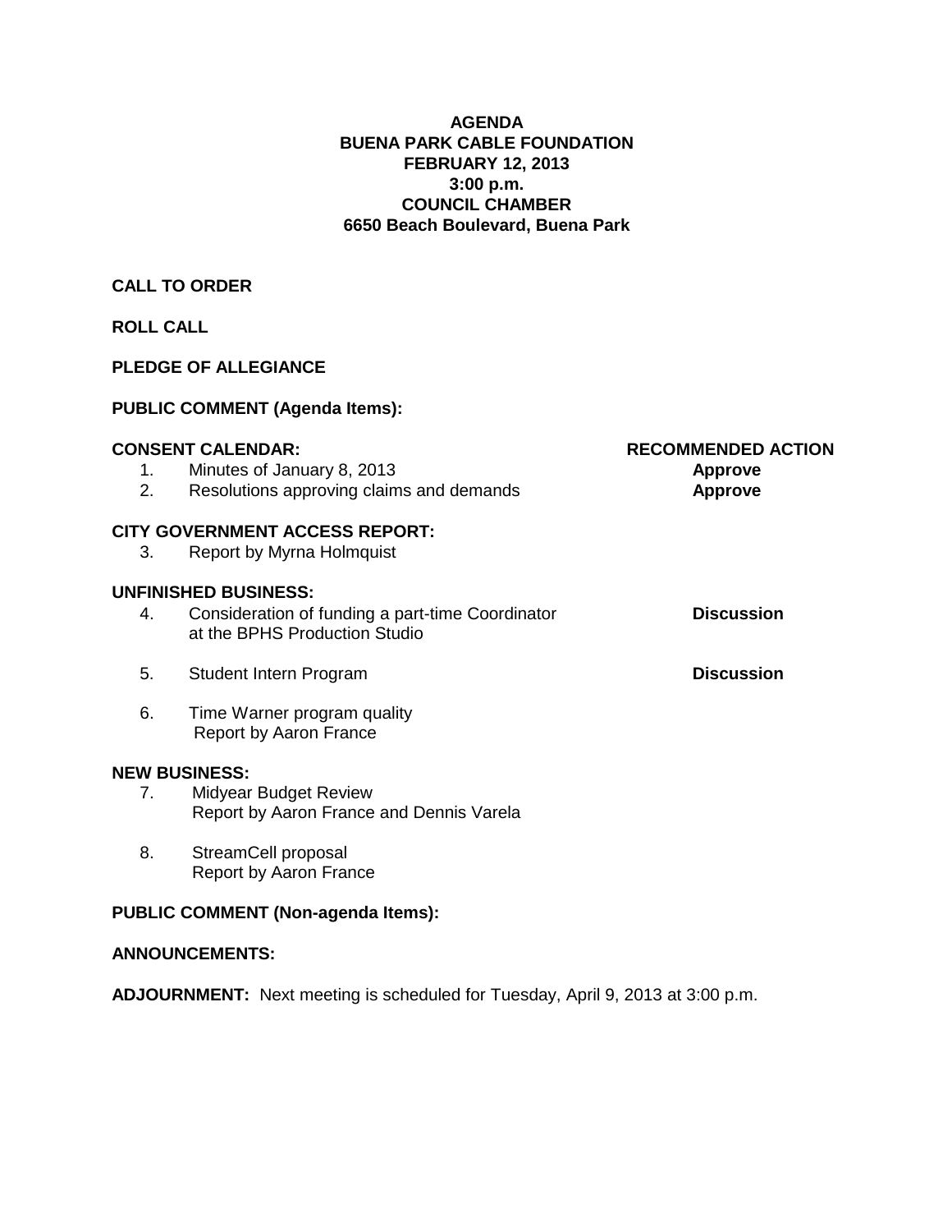# AGENDA
# BUENA PARK CABLE FOUNDATION
# FEBRUARY 12, 2013
# 3:00 p.m.
# COUNCIL CHAMBER
# 6650 Beach Boulevard, Buena Park

**CALL TO ORDER**

**ROLL CALL**

**PLEDGE OF ALLEGIANCE**

**PUBLIC COMMENT (Agenda Items):**

| **CONSENT CALENDAR:** | | **RECOMMENDED ACTION** |
|---|---|---|
| 1. | Minutes of January 8, 2013 | **Approve** |
| 2. | Resolutions approving claims and demands | **Approve** |

**CITY GOVERNMENT ACCESS REPORT:**

3. Report by Myrna Holmquist

**UNFINISHED BUSINESS:**

| | | |
|---|---|---|
| 4. | Consideration of funding a part-time Coordinator at the BPHS Production Studio | **Discussion** |
| 5. | Student Intern Program | **Discussion** |
| 6. | Time Warner program quality<br>Report by Aaron France | |

**NEW BUSINESS:**

7. Midyear Budget Review
   Report by Aaron France and Dennis Varela

8. StreamCell proposal
   Report by Aaron France

**PUBLIC COMMENT (Non-agenda Items):**

**ANNOUNCEMENTS:**

**ADJOURNMENT:** Next meeting is scheduled for Tuesday, April 9, 2013 at 3:00 p.m.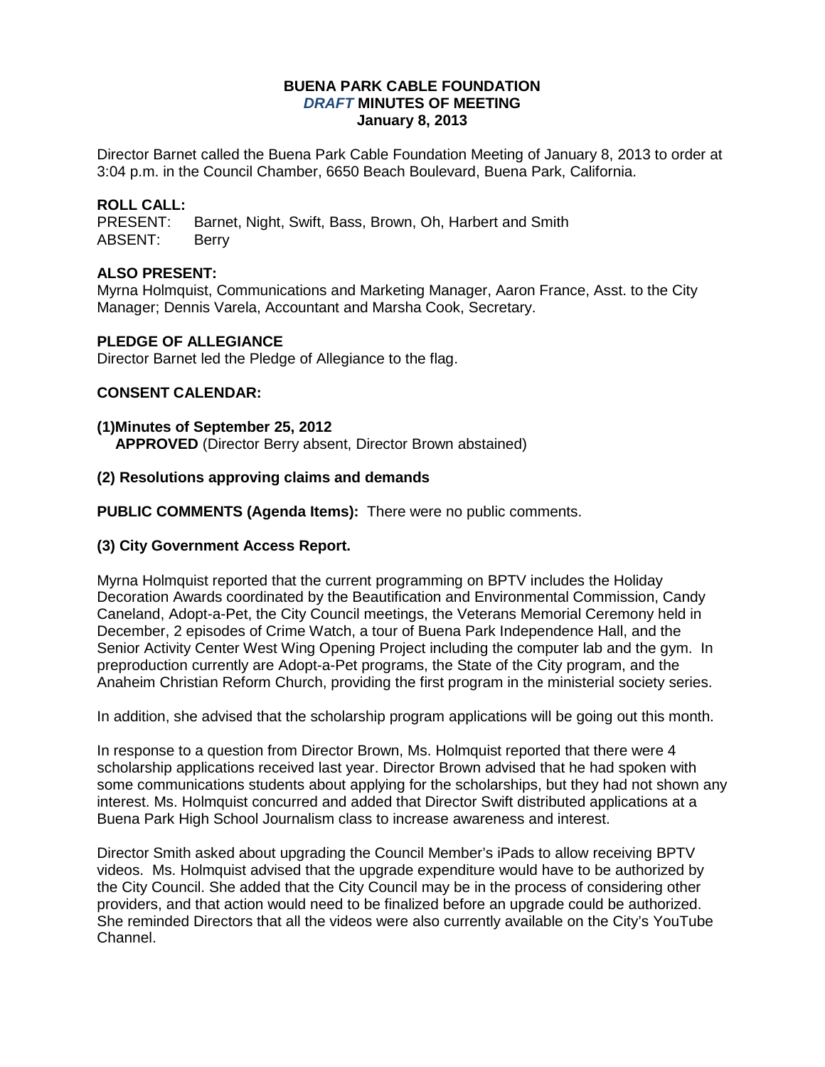**BUENA PARK CABLE FOUNDATION**
***DRAFT*** **MINUTES OF MEETING**
**January 8, 2013**

Director Barnet called the Buena Park Cable Foundation Meeting of January 8, 2013 to order at 3:04 p.m. in the Council Chamber, 6650 Beach Boulevard, Buena Park, California.

**ROLL CALL:**
PRESENT: Barnet, Night, Swift, Bass, Brown, Oh, Harbert and Smith
ABSENT: Berry

**ALSO PRESENT:**
Myrna Holmquist, Communications and Marketing Manager, Aaron France, Asst. to the City Manager; Dennis Varela, Accountant and Marsha Cook, Secretary.

**PLEDGE OF ALLEGIANCE**
Director Barnet led the Pledge of Allegiance to the flag.

**CONSENT CALENDAR:**

**(1)Minutes of September 25, 2012**
**APPROVED** (Director Berry absent, Director Brown abstained)

**(2) Resolutions approving claims and demands**

**PUBLIC COMMENTS (Agenda Items):** There were no public comments.

**(3) City Government Access Report.**

Myrna Holmquist reported that the current programming on BPTV includes the Holiday Decoration Awards coordinated by the Beautification and Environmental Commission, Candy Caneland, Adopt-a-Pet, the City Council meetings, the Veterans Memorial Ceremony held in December, 2 episodes of Crime Watch, a tour of Buena Park Independence Hall, and the Senior Activity Center West Wing Opening Project including the computer lab and the gym. In preproduction currently are Adopt-a-Pet programs, the State of the City program, and the Anaheim Christian Reform Church, providing the first program in the ministerial society series.

In addition, she advised that the scholarship program applications will be going out this month.

In response to a question from Director Brown, Ms. Holmquist reported that there were 4 scholarship applications received last year. Director Brown advised that he had spoken with some communications students about applying for the scholarships, but they had not shown any interest. Ms. Holmquist concurred and added that Director Swift distributed applications at a Buena Park High School Journalism class to increase awareness and interest.

Director Smith asked about upgrading the Council Member's iPads to allow receiving BPTV videos. Ms. Holmquist advised that the upgrade expenditure would have to be authorized by the City Council. She added that the City Council may be in the process of considering other providers, and that action would need to be finalized before an upgrade could be authorized. She reminded Directors that all the videos were also currently available on the City's YouTube Channel.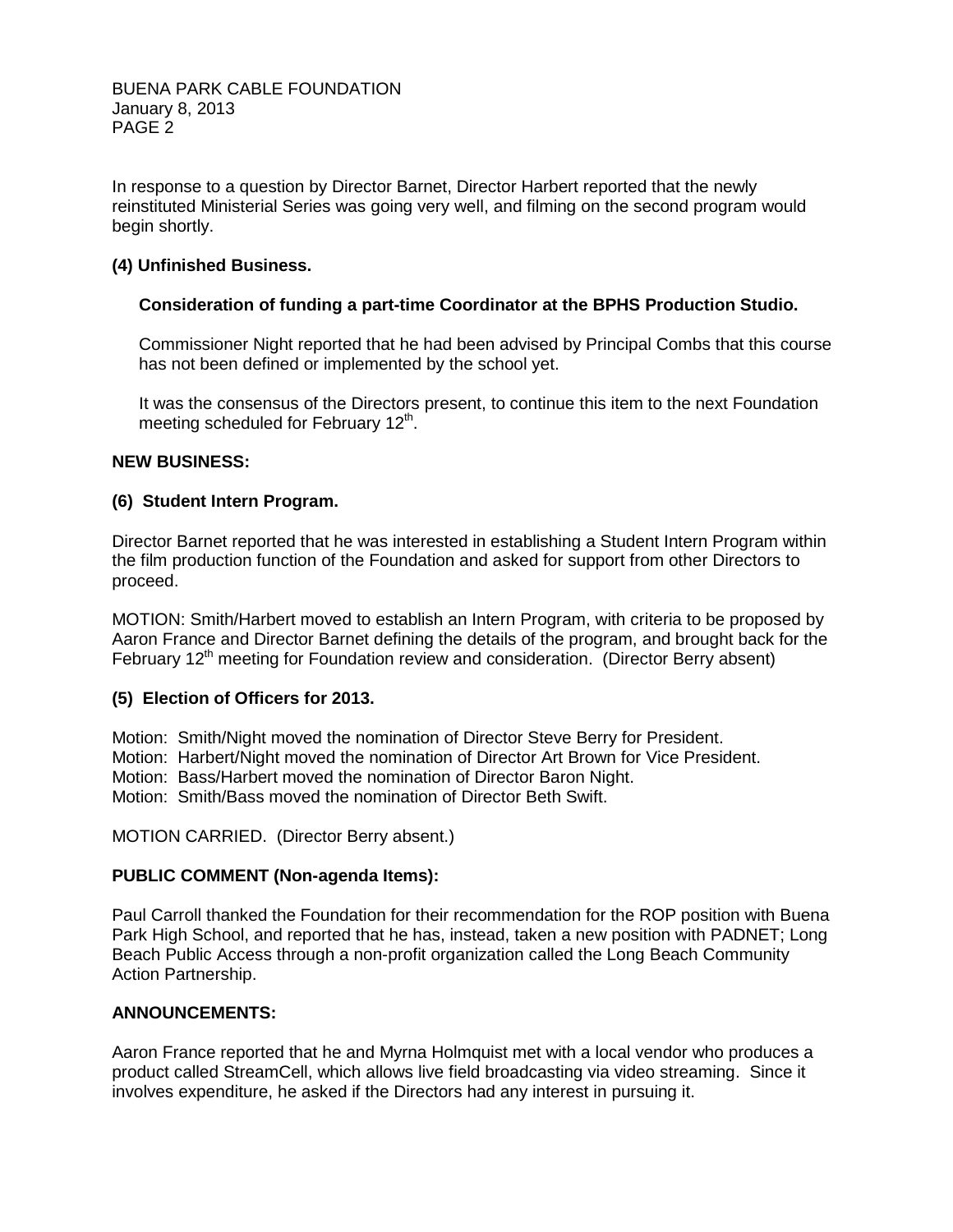In response to a question by Director Barnet, Director Harbert reported that the newly reinstituted Ministerial Series was going very well, and filming on the second program would begin shortly.

**(4) Unfinished Business.**

**Consideration of funding a part-time Coordinator at the BPHS Production Studio.**

Commissioner Night reported that he had been advised by Principal Combs that this course has not been defined or implemented by the school yet.

It was the consensus of the Directors present, to continue this item to the next Foundation meeting scheduled for February 12th.

**NEW BUSINESS:**

**(6) Student Intern Program.**

Director Barnet reported that he was interested in establishing a Student Intern Program within the film production function of the Foundation and asked for support from other Directors to proceed.

MOTION: Smith/Harbert moved to establish an Intern Program, with criteria to be proposed by Aaron France and Director Barnet defining the details of the program, and brought back for the February 12th meeting for Foundation review and consideration. (Director Berry absent)

**(5) Election of Officers for 2013.**

Motion: Smith/Night moved the nomination of Director Steve Berry for President.
Motion: Harbert/Night moved the nomination of Director Art Brown for Vice President.
Motion: Bass/Harbert moved the nomination of Director Baron Night.
Motion: Smith/Bass moved the nomination of Director Beth Swift.

MOTION CARRIED. (Director Berry absent.)

**PUBLIC COMMENT (Non-agenda Items):**

Paul Carroll thanked the Foundation for their recommendation for the ROP position with Buena Park High School, and reported that he has, instead, taken a new position with PADNET; Long Beach Public Access through a non-profit organization called the Long Beach Community Action Partnership.

**ANNOUNCEMENTS:**

Aaron France reported that he and Myrna Holmquist met with a local vendor who produces a product called StreamCell, which allows live field broadcasting via video streaming. Since it involves expenditure, he asked if the Directors had any interest in pursuing it.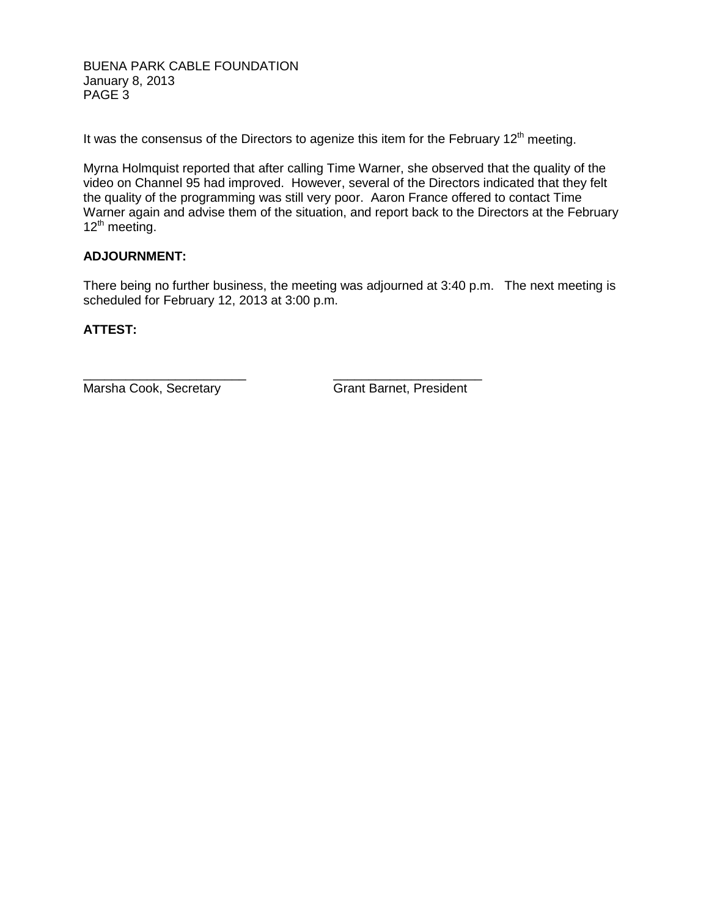It was the consensus of the Directors to agenize this item for the February 12th meeting.

Myrna Holmquist reported that after calling Time Warner, she observed that the quality of the video on Channel 95 had improved. However, several of the Directors indicated that they felt the quality of the programming was still very poor. Aaron France offered to contact Time Warner again and advise them of the situation, and report back to the Directors at the February 12th meeting.

**ADJOURNMENT:**

There being no further business, the meeting was adjourned at 3:40 p.m. The next meeting is scheduled for February 12, 2013 at 3:00 p.m.

**ATTEST:**

\_\_\_\_\_\_\_\_\_\_\_\_\_\_\_\_\_\_\_\_\_\_\_ \_\_\_\_\_\_\_\_\_\_\_\_\_\_\_\_\_\_\_\_\_
Marsha Cook, Secretary Grant Barnet, President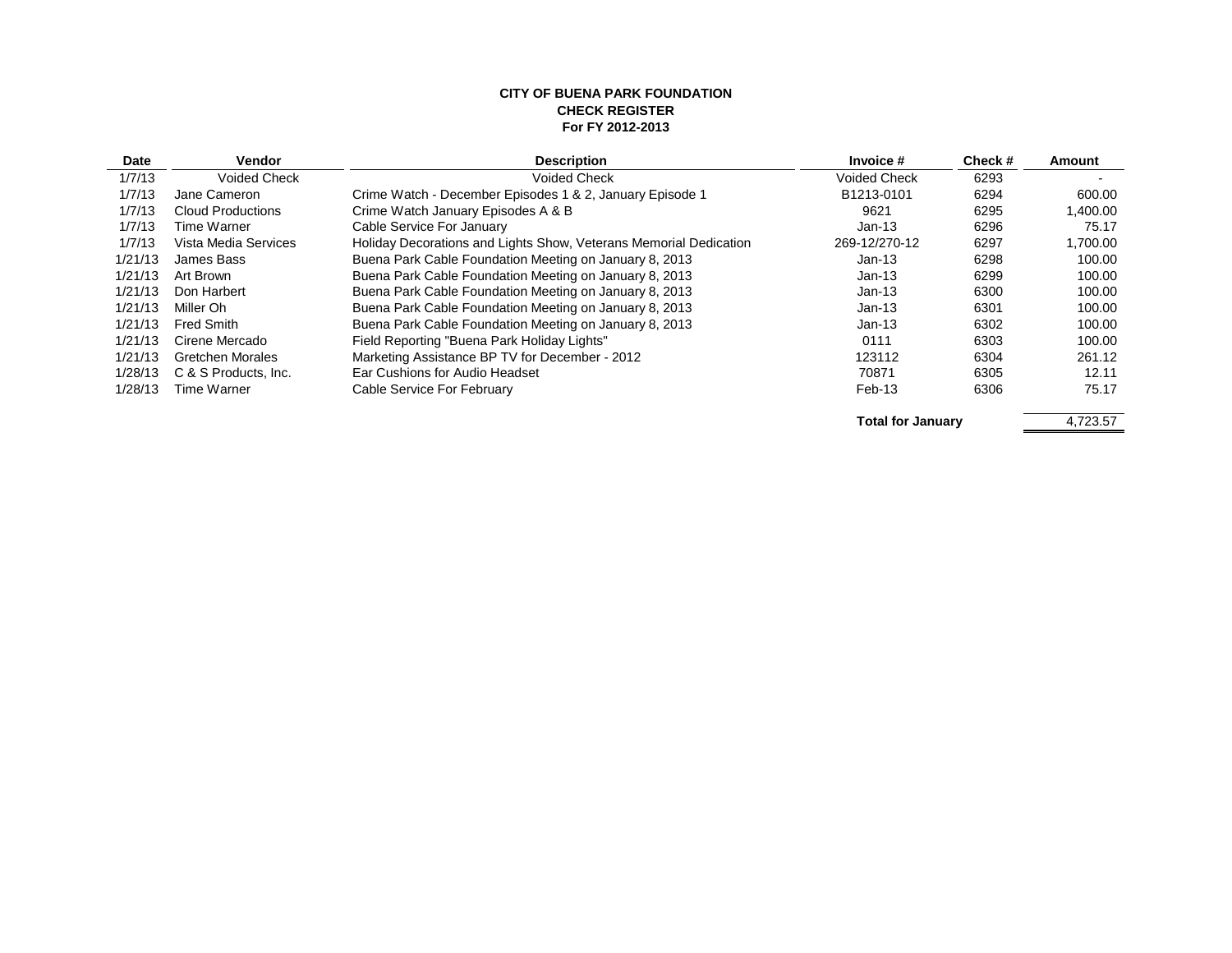**CITY OF BUENA PARK FOUNDATION**
**CHECK REGISTER**
**For FY 2012-2013**

| Date | Vendor | Description | Invoice # | Check # | Amount |
|---|---|---|---|---|---|
| 1/7/13 | Voided Check | Voided Check | Voided Check | 6293 | - |
| 1/7/13 | Jane Cameron | Crime Watch - December Episodes 1 & 2, January Episode 1 | B1213-0101 | 6294 | 600.00 |
| 1/7/13 | Cloud Productions | Crime Watch January Episodes A & B | 9621 | 6295 | 1,400.00 |
| 1/7/13 | Time Warner | Cable Service For January | Jan-13 | 6296 | 75.17 |
| 1/7/13 | Vista Media Services | Holiday Decorations and Lights Show, Veterans Memorial Dedication | 269-12/270-12 | 6297 | 1,700.00 |
| 1/21/13 | James Bass | Buena Park Cable Foundation Meeting on January 8, 2013 | Jan-13 | 6298 | 100.00 |
| 1/21/13 | Art Brown | Buena Park Cable Foundation Meeting on January 8, 2013 | Jan-13 | 6299 | 100.00 |
| 1/21/13 | Don Harbert | Buena Park Cable Foundation Meeting on January 8, 2013 | Jan-13 | 6300 | 100.00 |
| 1/21/13 | Miller Oh | Buena Park Cable Foundation Meeting on January 8, 2013 | Jan-13 | 6301 | 100.00 |
| 1/21/13 | Fred Smith | Buena Park Cable Foundation Meeting on January 8, 2013 | Jan-13 | 6302 | 100.00 |
| 1/21/13 | Cirene Mercado | Field Reporting "Buena Park Holiday Lights" | 0111 | 6303 | 100.00 |
| 1/21/13 | Gretchen Morales | Marketing Assistance BP TV for December - 2012 | 123112 | 6304 | 261.12 |
| 1/28/13 | C & S Products, Inc. | Ear Cushions for Audio Headset | 70871 | 6305 | 12.11 |
| 1/28/13 | Time Warner | Cable Service For February | Feb-13 | 6306 | 75.17 |
| | | | **Total for January** | | 4,723.57 |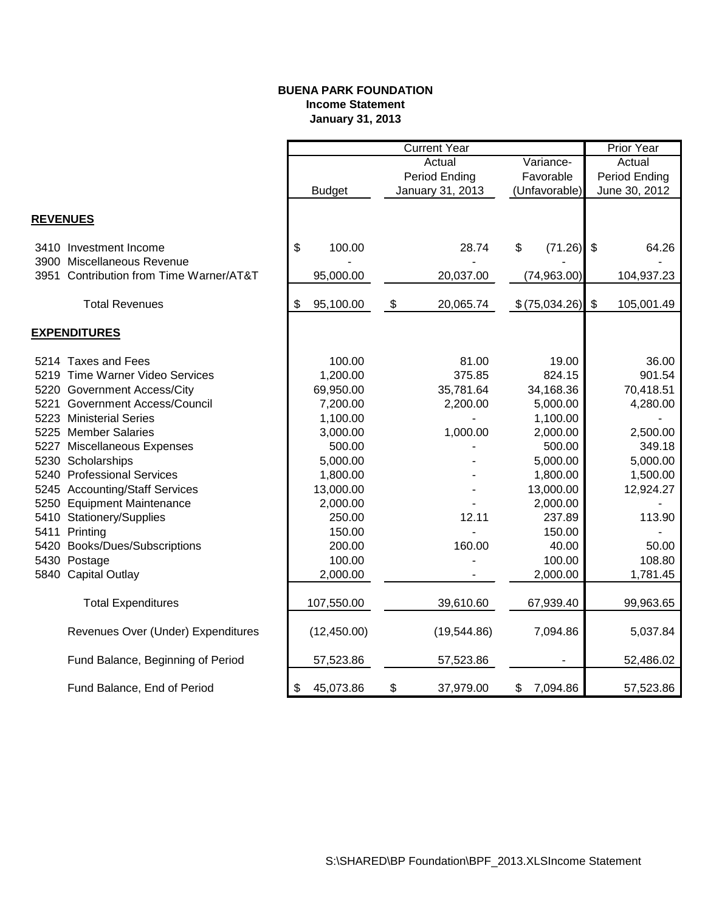**BUENA PARK FOUNDATION**
**Income Statement**
**January 31, 2013**

| | Current Year | | | Prior Year |
|---|---|---|---|---|
| | Budget | Actual Period Ending January 31, 2013 | Variance- Favorable (Unfavorable) | Actual Period Ending June 30, 2012 |
| **REVENUES** | | | | |
| 3410 Investment Income | $ 100.00 | 28.74 | $ (71.26) | $ 64.26 |
| 3900 Miscellaneous Revenue | - | - | - | - |
| 3951 Contribution from Time Warner/AT&T | 95,000.00 | 20,037.00 | (74,963.00) | 104,937.23 |
| Total Revenues | $ 95,100.00 | $ 20,065.74 | $ (75,034.26) | $ 105,001.49 |
| **EXPENDITURES** | | | | |
| 5214 Taxes and Fees | 100.00 | 81.00 | 19.00 | 36.00 |
| 5219 Time Warner Video Services | 1,200.00 | 375.85 | 824.15 | 901.54 |
| 5220 Government Access/City | 69,950.00 | 35,781.64 | 34,168.36 | 70,418.51 |
| 5221 Government Access/Council | 7,200.00 | 2,200.00 | 5,000.00 | 4,280.00 |
| 5223 Ministerial Series | 1,100.00 | - | 1,100.00 | - |
| 5225 Member Salaries | 3,000.00 | 1,000.00 | 2,000.00 | 2,500.00 |
| 5227 Miscellaneous Expenses | 500.00 | - | 500.00 | 349.18 |
| 5230 Scholarships | 5,000.00 | - | 5,000.00 | 5,000.00 |
| 5240 Professional Services | 1,800.00 | - | 1,800.00 | 1,500.00 |
| 5245 Accounting/Staff Services | 13,000.00 | - | 13,000.00 | 12,924.27 |
| 5250 Equipment Maintenance | 2,000.00 | - | 2,000.00 | - |
| 5410 Stationery/Supplies | 250.00 | 12.11 | 237.89 | 113.90 |
| 5411 Printing | 150.00 | - | 150.00 | - |
| 5420 Books/Dues/Subscriptions | 200.00 | 160.00 | 40.00 | 50.00 |
| 5430 Postage | 100.00 | - | 100.00 | 108.80 |
| 5840 Capital Outlay | 2,000.00 | - | 2,000.00 | 1,781.45 |
| Total Expenditures | 107,550.00 | 39,610.60 | 67,939.40 | 99,963.65 |
| Revenues Over (Under) Expenditures | (12,450.00) | (19,544.86) | 7,094.86 | 5,037.84 |
| Fund Balance, Beginning of Period | 57,523.86 | 57,523.86 | - | 52,486.02 |
| Fund Balance, End of Period | $ 45,073.86 | $ 37,979.00 | $ 7,094.86 | 57,523.86 |

S:\SHARED\BP Foundation\BPF_2013.XLSIncome Statement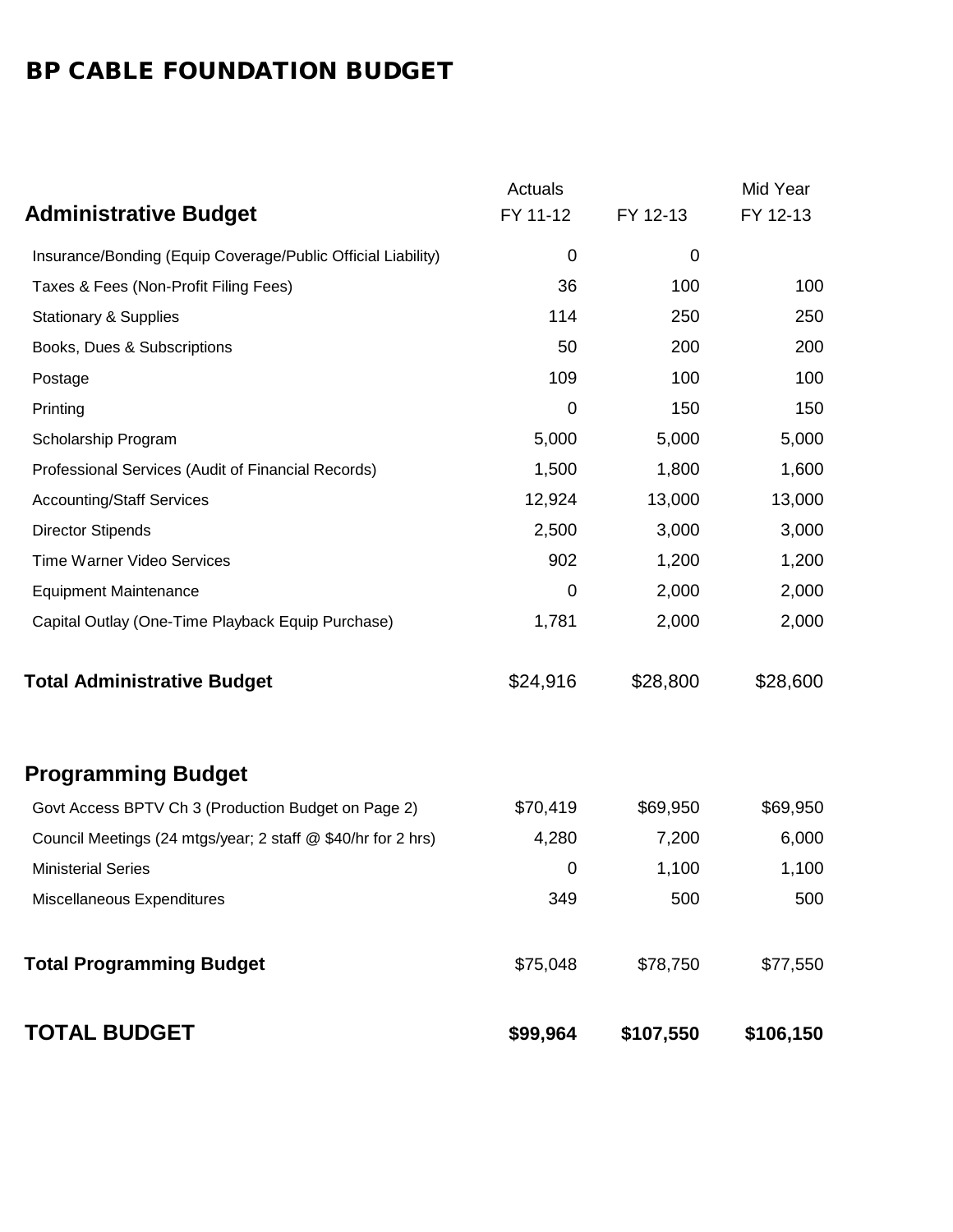# BP CABLE FOUNDATION BUDGET

| Administrative Budget | Actuals FY 11-12 | FY 12-13 | Mid Year FY 12-13 |
|---|---|---|---|
| Insurance/Bonding (Equip Coverage/Public Official Liability) | 0 | 0 | |
| Taxes & Fees (Non-Profit Filing Fees) | 36 | 100 | 100 |
| Stationary & Supplies | 114 | 250 | 250 |
| Books, Dues & Subscriptions | 50 | 200 | 200 |
| Postage | 109 | 100 | 100 |
| Printing | 0 | 150 | 150 |
| Scholarship Program | 5,000 | 5,000 | 5,000 |
| Professional Services (Audit of Financial Records) | 1,500 | 1,800 | 1,600 |
| Accounting/Staff Services | 12,924 | 13,000 | 13,000 |
| Director Stipends | 2,500 | 3,000 | 3,000 |
| Time Warner Video Services | 902 | 1,200 | 1,200 |
| Equipment Maintenance | 0 | 2,000 | 2,000 |
| Capital Outlay (One-Time Playback Equip Purchase) | 1,781 | 2,000 | 2,000 |
| **Total Administrative Budget** | $24,916 | $28,800 | $28,600 |

| Programming Budget | Actuals FY 11-12 | FY 12-13 | Mid Year FY 12-13 |
|---|---|---|---|
| Govt Access BPTV Ch 3 (Production Budget on Page 2) | $70,419 | $69,950 | $69,950 |
| Council Meetings (24 mtgs/year; 2 staff @ $40/hr for 2 hrs) | 4,280 | 7,200 | 6,000 |
| Ministerial Series | 0 | 1,100 | 1,100 |
| Miscellaneous Expenditures | 349 | 500 | 500 |
| **Total Programming Budget** | $75,048 | $78,750 | $77,550 |
| **TOTAL BUDGET** | **$99,964** | **$107,550** | **$106,150** |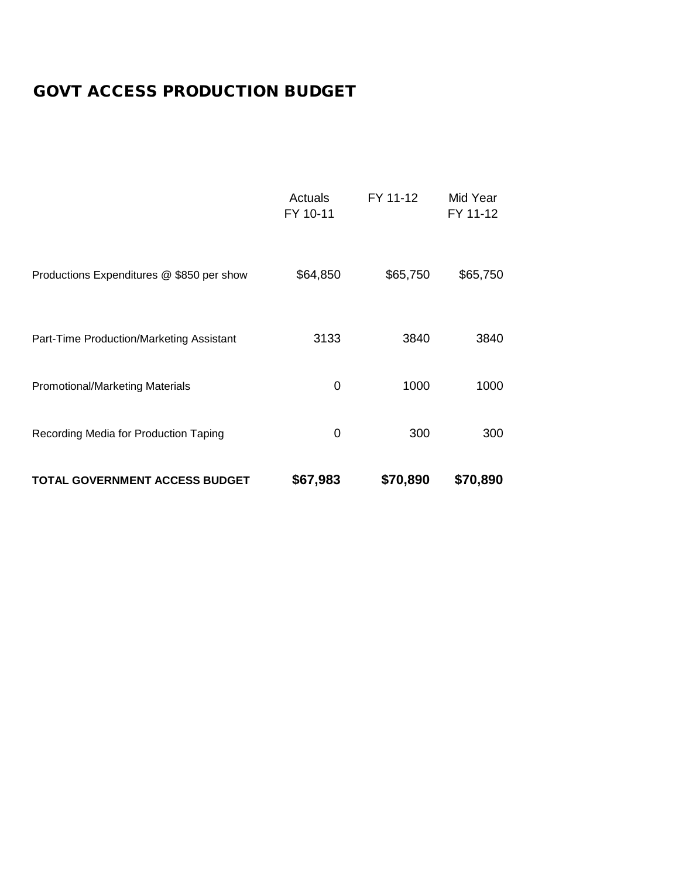# GOVT ACCESS PRODUCTION BUDGET

| | Actuals FY 10-11 | FY 11-12 | Mid Year FY 11-12 |
|---|---|---|---|
| Productions Expenditures @ $850 per show | $64,850 | $65,750 | $65,750 |
| Part-Time Production/Marketing Assistant | 3133 | 3840 | 3840 |
| Promotional/Marketing Materials | 0 | 1000 | 1000 |
| Recording Media for Production Taping | 0 | 300 | 300 |
| **TOTAL GOVERNMENT ACCESS BUDGET** | **$67,983** | **$70,890** | **$70,890** |